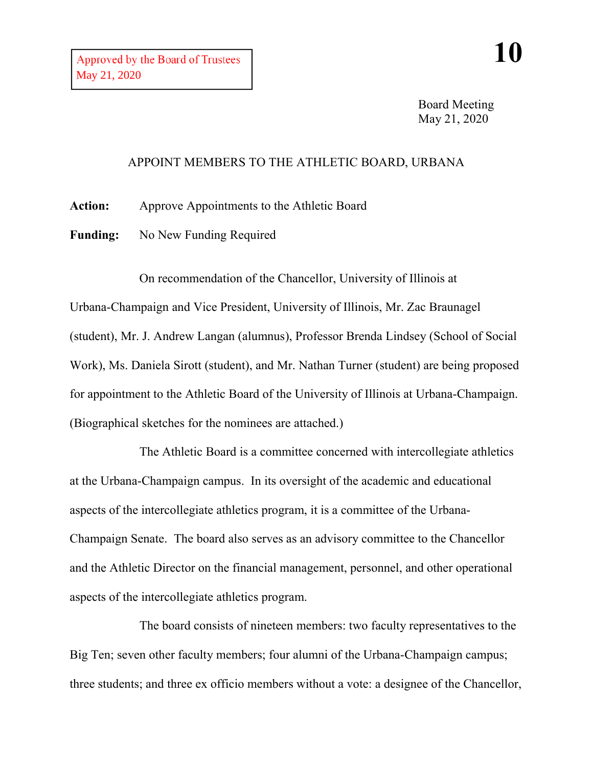Approved by the Board of Trustees
May 21, 2020

**10**

Board Meeting
May 21, 2020

## APPOINT MEMBERS TO THE ATHLETIC BOARD, URBANA

**Action:** Approve Appointments to the Athletic Board

**Funding:** No New Funding Required

On recommendation of the Chancellor, University of Illinois at Urbana-Champaign and Vice President, University of Illinois, Mr. Zac Braunagel (student), Mr. J. Andrew Langan (alumnus), Professor Brenda Lindsey (School of Social Work), Ms. Daniela Sirott (student), and Mr. Nathan Turner (student) are being proposed for appointment to the Athletic Board of the University of Illinois at Urbana-Champaign. (Biographical sketches for the nominees are attached.)

The Athletic Board is a committee concerned with intercollegiate athletics at the Urbana-Champaign campus. In its oversight of the academic and educational aspects of the intercollegiate athletics program, it is a committee of the Urbana-Champaign Senate. The board also serves as an advisory committee to the Chancellor and the Athletic Director on the financial management, personnel, and other operational aspects of the intercollegiate athletics program.

The board consists of nineteen members: two faculty representatives to the Big Ten; seven other faculty members; four alumni of the Urbana-Champaign campus; three students; and three ex officio members without a vote: a designee of the Chancellor,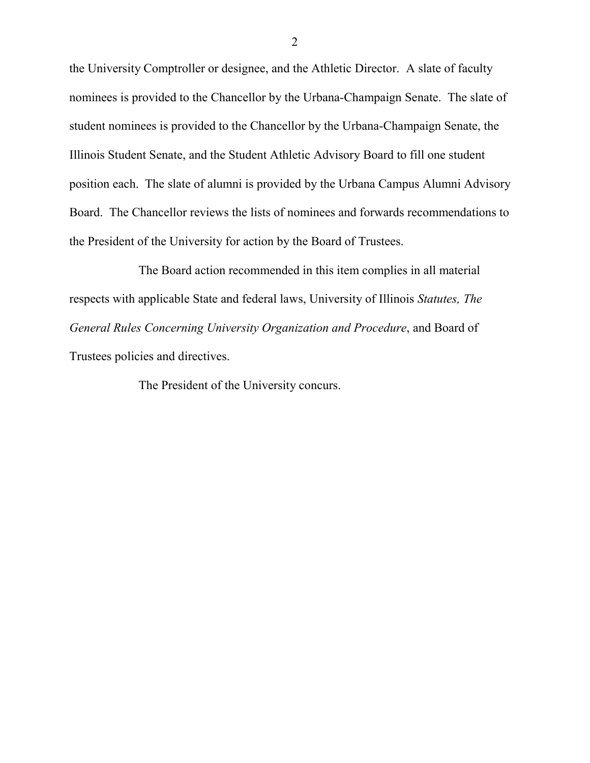the University Comptroller or designee, and the Athletic Director. A slate of faculty nominees is provided to the Chancellor by the Urbana-Champaign Senate. The slate of student nominees is provided to the Chancellor by the Urbana-Champaign Senate, the Illinois Student Senate, and the Student Athletic Advisory Board to fill one student position each. The slate of alumni is provided by the Urbana Campus Alumni Advisory Board. The Chancellor reviews the lists of nominees and forwards recommendations to the President of the University for action by the Board of Trustees.

The Board action recommended in this item complies in all material respects with applicable State and federal laws, University of Illinois *Statutes, The General Rules Concerning University Organization and Procedure*, and Board of Trustees policies and directives.

The President of the University concurs.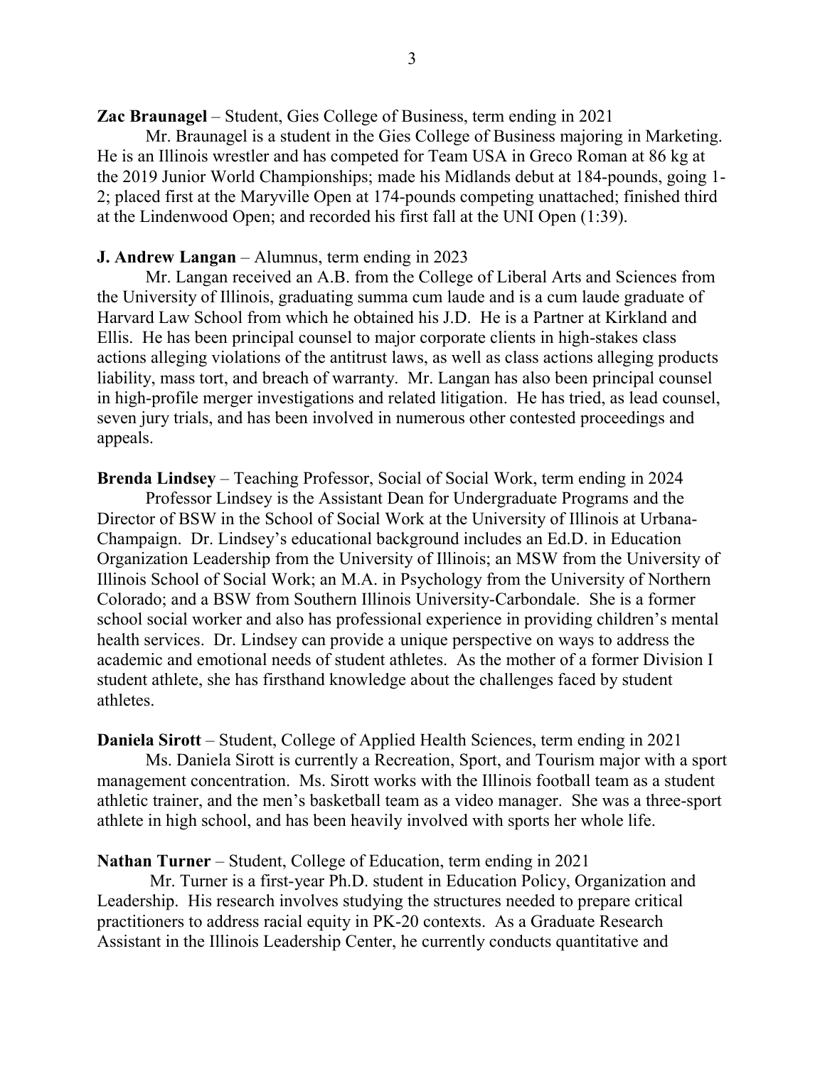**Zac Braunagel** – Student, Gies College of Business, term ending in 2021

Mr. Braunagel is a student in the Gies College of Business majoring in Marketing. He is an Illinois wrestler and has competed for Team USA in Greco Roman at 86 kg at the 2019 Junior World Championships; made his Midlands debut at 184-pounds, going 1-2; placed first at the Maryville Open at 174-pounds competing unattached; finished third at the Lindenwood Open; and recorded his first fall at the UNI Open (1:39).

**J. Andrew Langan** – Alumnus, term ending in 2023

Mr. Langan received an A.B. from the College of Liberal Arts and Sciences from the University of Illinois, graduating summa cum laude and is a cum laude graduate of Harvard Law School from which he obtained his J.D. He is a Partner at Kirkland and Ellis. He has been principal counsel to major corporate clients in high-stakes class actions alleging violations of the antitrust laws, as well as class actions alleging products liability, mass tort, and breach of warranty. Mr. Langan has also been principal counsel in high-profile merger investigations and related litigation. He has tried, as lead counsel, seven jury trials, and has been involved in numerous other contested proceedings and appeals.

**Brenda Lindsey** – Teaching Professor, Social of Social Work, term ending in 2024

Professor Lindsey is the Assistant Dean for Undergraduate Programs and the Director of BSW in the School of Social Work at the University of Illinois at Urbana-Champaign. Dr. Lindsey's educational background includes an Ed.D. in Education Organization Leadership from the University of Illinois; an MSW from the University of Illinois School of Social Work; an M.A. in Psychology from the University of Northern Colorado; and a BSW from Southern Illinois University-Carbondale. She is a former school social worker and also has professional experience in providing children's mental health services. Dr. Lindsey can provide a unique perspective on ways to address the academic and emotional needs of student athletes. As the mother of a former Division I student athlete, she has firsthand knowledge about the challenges faced by student athletes.

**Daniela Sirott** – Student, College of Applied Health Sciences, term ending in 2021

Ms. Daniela Sirott is currently a Recreation, Sport, and Tourism major with a sport management concentration. Ms. Sirott works with the Illinois football team as a student athletic trainer, and the men's basketball team as a video manager. She was a three-sport athlete in high school, and has been heavily involved with sports her whole life.

**Nathan Turner** – Student, College of Education, term ending in 2021

Mr. Turner is a first-year Ph.D. student in Education Policy, Organization and Leadership. His research involves studying the structures needed to prepare critical practitioners to address racial equity in PK-20 contexts. As a Graduate Research Assistant in the Illinois Leadership Center, he currently conducts quantitative and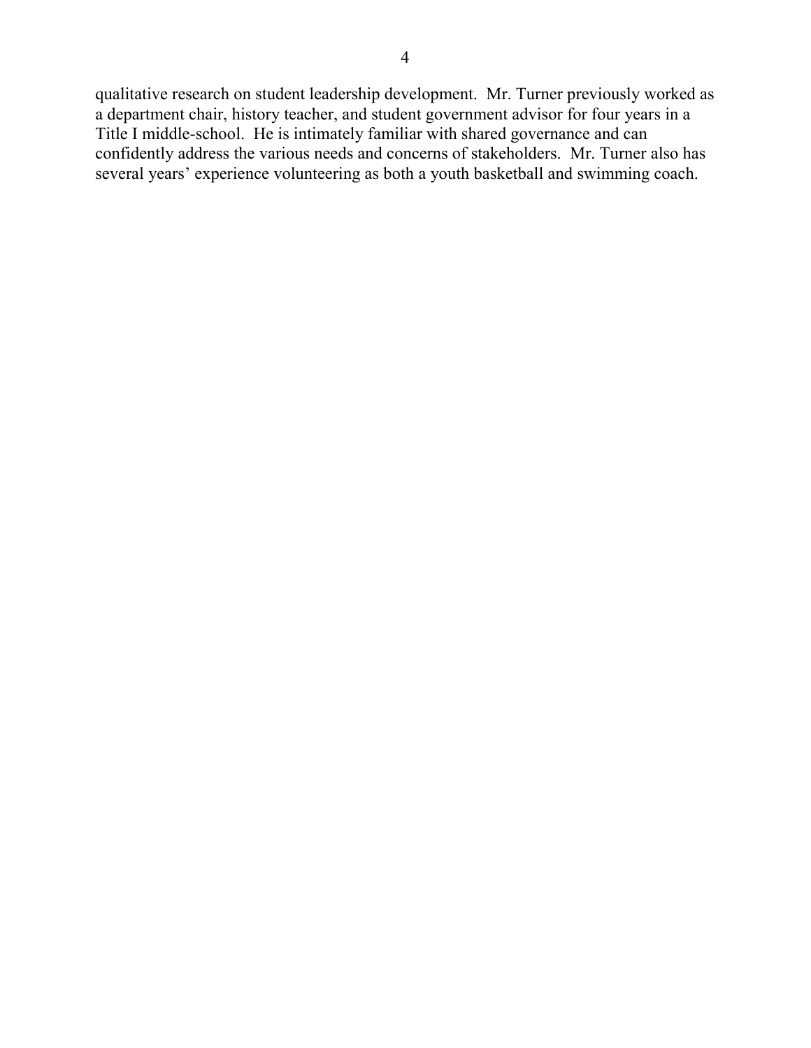qualitative research on student leadership development. Mr. Turner previously worked as a department chair, history teacher, and student government advisor for four years in a Title I middle-school. He is intimately familiar with shared governance and can confidently address the various needs and concerns of stakeholders. Mr. Turner also has several years' experience volunteering as both a youth basketball and swimming coach.